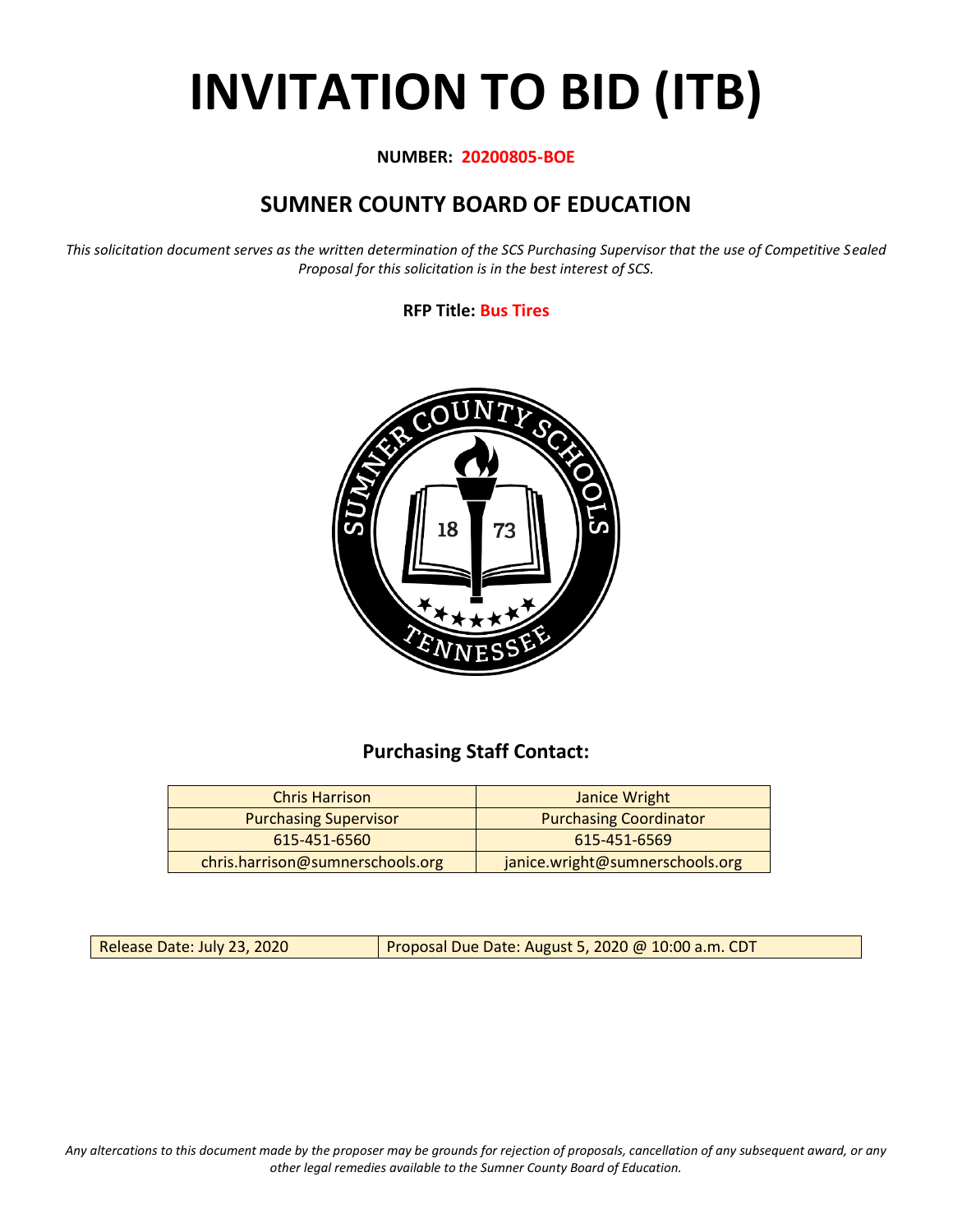# INVITATION TO BID (ITB)

**NUMBER: 20200805-BOE**

## SUMNER COUNTY BOARD OF EDUCATION

*This solicitation document serves as the written determination of the SCS Purchasing Supervisor that the use of Competitive Sealed Proposal for this solicitation is in the best interest of SCS.*

**RFP Title: Bus Tires**

### Purchasing Staff Contact:

| Chris Harrison | Janice Wright |
|---|---|
| Purchasing Supervisor | Purchasing Coordinator |
| 615-451-6560 | 615-451-6569 |
| chris.harrison@sumnerschools.org | janice.wright@sumnerschools.org |

| Release Date: July 23, 2020 | Proposal Due Date: August 5, 2020 @ 10:00 a.m. CDT |
|---|---|

*Any altercations to this document made by the proposer may be grounds for rejection of proposals, cancellation of any subsequent award, or any other legal remedies available to the Sumner County Board of Education.*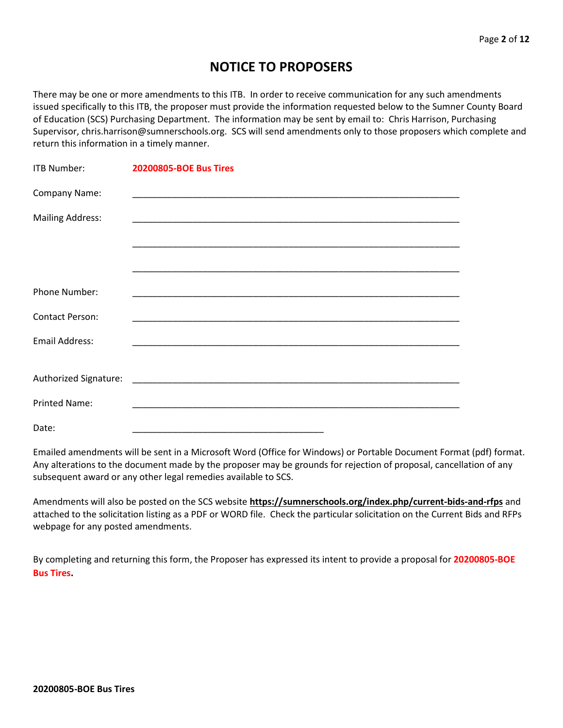# NOTICE TO PROPOSERS

There may be one or more amendments to this ITB. In order to receive communication for any such amendments issued specifically to this ITB, the proposer must provide the information requested below to the Sumner County Board of Education (SCS) Purchasing Department. The information may be sent by email to: Chris Harrison, Purchasing Supervisor, chris.harrison@sumnerschools.org. SCS will send amendments only to those proposers which complete and return this information in a timely manner.

ITB Number: **20200805-BOE Bus Tires**

Company Name: ___________________________________________________________________

Mailing Address: ___________________________________________________________________

___________________________________________________________________

___________________________________________________________________

Phone Number: ___________________________________________________________________

Contact Person: ___________________________________________________________________

Email Address: ___________________________________________________________________

Authorized Signature: ___________________________________________________________________

Printed Name: ___________________________________________________________________

Date: ________________________________________

Emailed amendments will be sent in a Microsoft Word (Office for Windows) or Portable Document Format (pdf) format. Any alterations to the document made by the proposer may be grounds for rejection of proposal, cancellation of any subsequent award or any other legal remedies available to SCS.

Amendments will also be posted on the SCS website **https://sumnerschools.org/index.php/current-bids-and-rfps** and attached to the solicitation listing as a PDF or WORD file. Check the particular solicitation on the Current Bids and RFPs webpage for any posted amendments.

By completing and returning this form, the Proposer has expressed its intent to provide a proposal for **20200805-BOE Bus Tires.**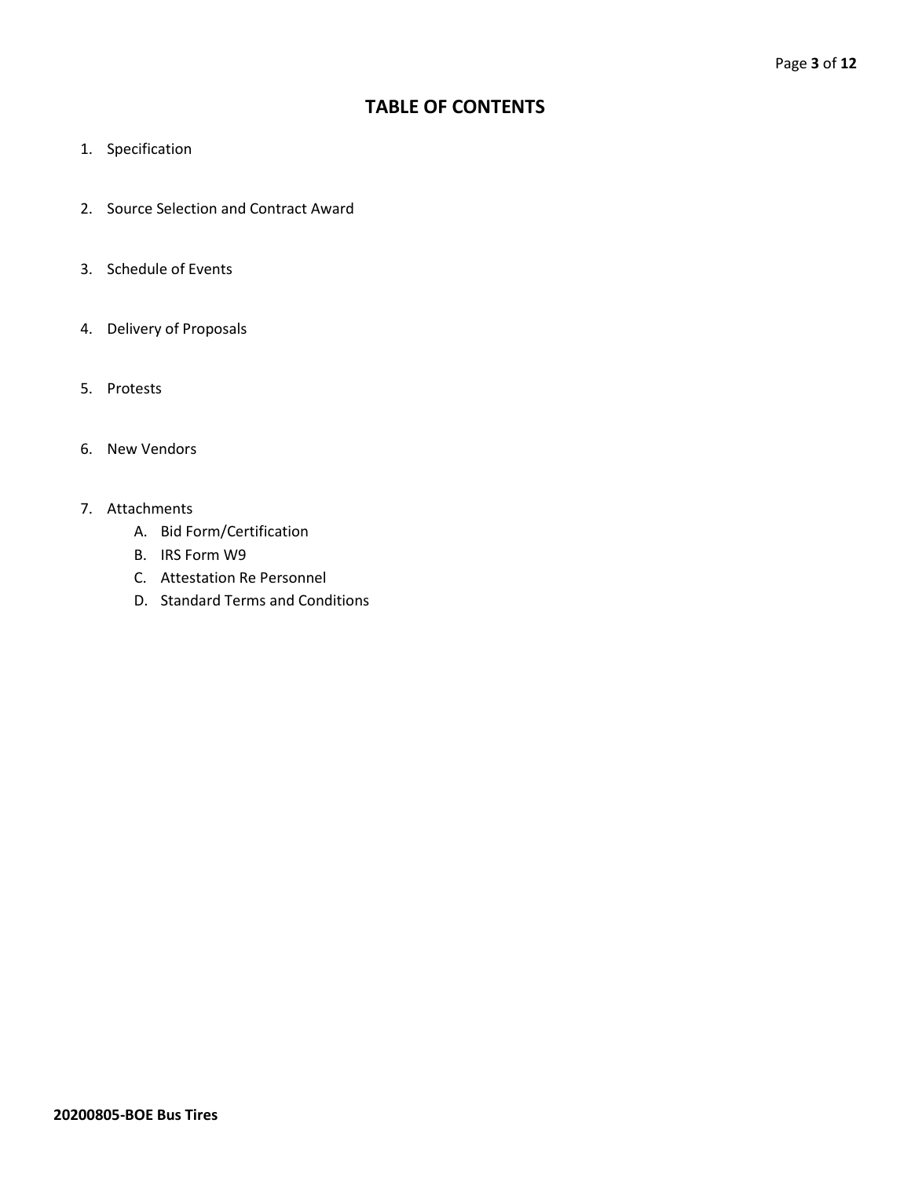# TABLE OF CONTENTS

1. Specification
2. Source Selection and Contract Award
3. Schedule of Events
4. Delivery of Proposals
5. Protests
6. New Vendors
7. Attachments
   A. Bid Form/Certification
   B. IRS Form W9
   C. Attestation Re Personnel
   D. Standard Terms and Conditions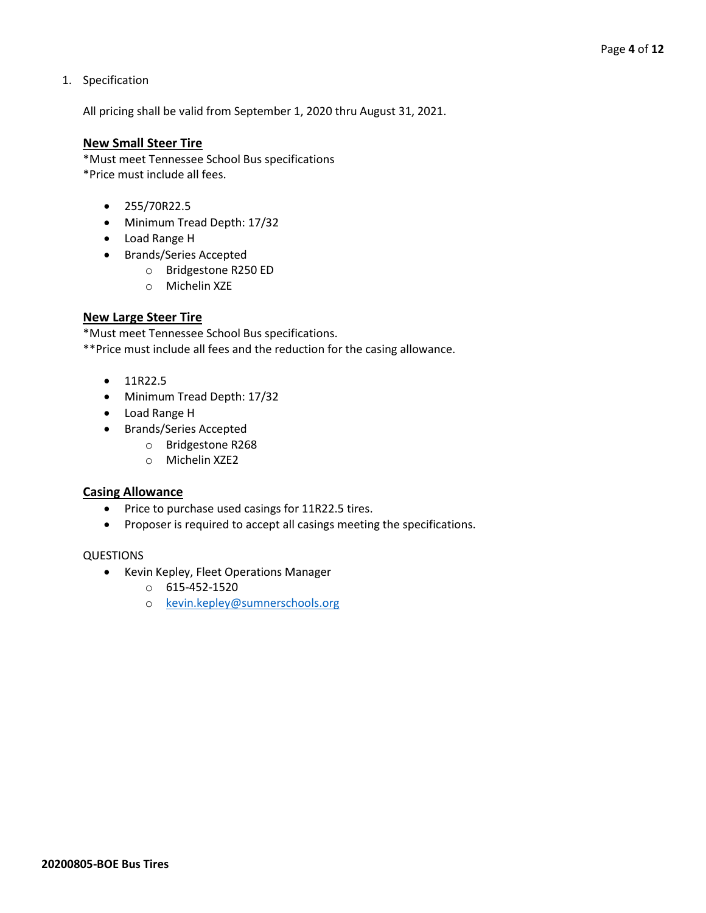1. Specification

All pricing shall be valid from September 1, 2020 thru August 31, 2021.

**New Small Steer Tire**

*Must meet Tennessee School Bus specifications
*Price must include all fees.

- 255/70R22.5
- Minimum Tread Depth: 17/32
- Load Range H
- Brands/Series Accepted
  - Bridgestone R250 ED
  - Michelin XZE

**New Large Steer Tire**

*Must meet Tennessee School Bus specifications.
**Price must include all fees and the reduction for the casing allowance.

- 11R22.5
- Minimum Tread Depth: 17/32
- Load Range H
- Brands/Series Accepted
  - Bridgestone R268
  - Michelin XZE2

**Casing Allowance**

- Price to purchase used casings for 11R22.5 tires.
- Proposer is required to accept all casings meeting the specifications.

QUESTIONS

- Kevin Kepley, Fleet Operations Manager
  - 615-452-1520
  - kevin.kepley@sumnerschools.org

**20200805-BOE Bus Tires**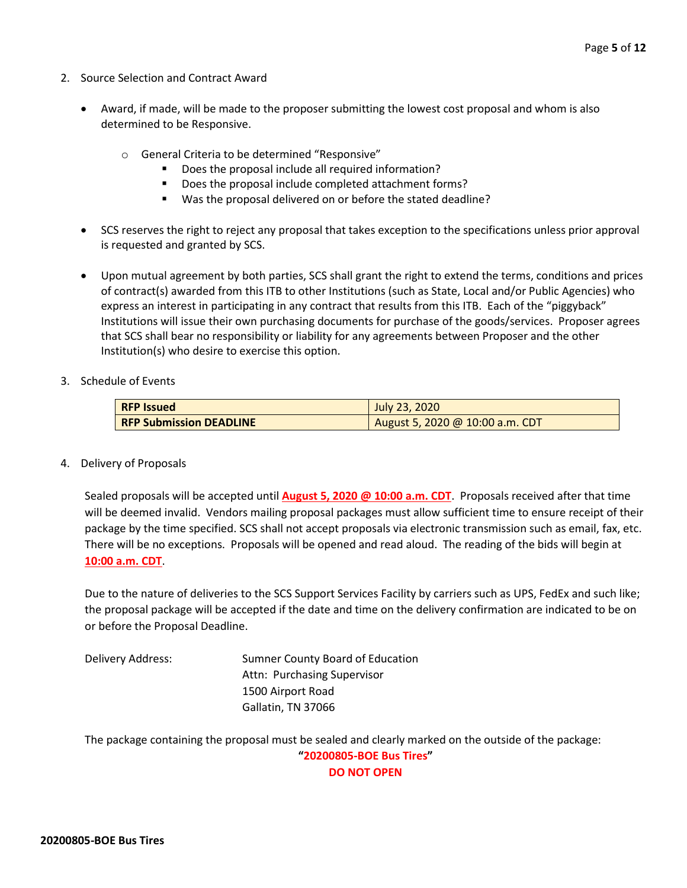2. Source Selection and Contract Award

   - Award, if made, will be made to the proposer submitting the lowest cost proposal and whom is also determined to be Responsive.
     - General Criteria to be determined "Responsive"
       - Does the proposal include all required information?
       - Does the proposal include completed attachment forms?
       - Was the proposal delivered on or before the stated deadline?
   - SCS reserves the right to reject any proposal that takes exception to the specifications unless prior approval is requested and granted by SCS.
   - Upon mutual agreement by both parties, SCS shall grant the right to extend the terms, conditions and prices of contract(s) awarded from this ITB to other Institutions (such as State, Local and/or Public Agencies) who express an interest in participating in any contract that results from this ITB. Each of the "piggyback" Institutions will issue their own purchasing documents for purchase of the goods/services. Proposer agrees that SCS shall bear no responsibility or liability for any agreements between Proposer and the other Institution(s) who desire to exercise this option.

3. Schedule of Events

| **RFP Issued** | July 23, 2020 |
|---|---|
| **RFP Submission DEADLINE** | August 5, 2020 @ 10:00 a.m. CDT |

4. Delivery of Proposals

   Sealed proposals will be accepted until **August 5, 2020 @ 10:00 a.m. CDT**. Proposals received after that time will be deemed invalid. Vendors mailing proposal packages must allow sufficient time to ensure receipt of their package by the time specified. SCS shall not accept proposals via electronic transmission such as email, fax, etc. There will be no exceptions. Proposals will be opened and read aloud. The reading of the bids will begin at **10:00 a.m. CDT**.

   Due to the nature of deliveries to the SCS Support Services Facility by carriers such as UPS, FedEx and such like; the proposal package will be accepted if the date and time on the delivery confirmation are indicated to be on or before the Proposal Deadline.

   Delivery Address:
   Sumner County Board of Education
   Attn: Purchasing Supervisor
   1500 Airport Road
   Gallatin, TN 37066

   The package containing the proposal must be sealed and clearly marked on the outside of the package:

   **"20200805-BOE Bus Tires"**
   **DO NOT OPEN**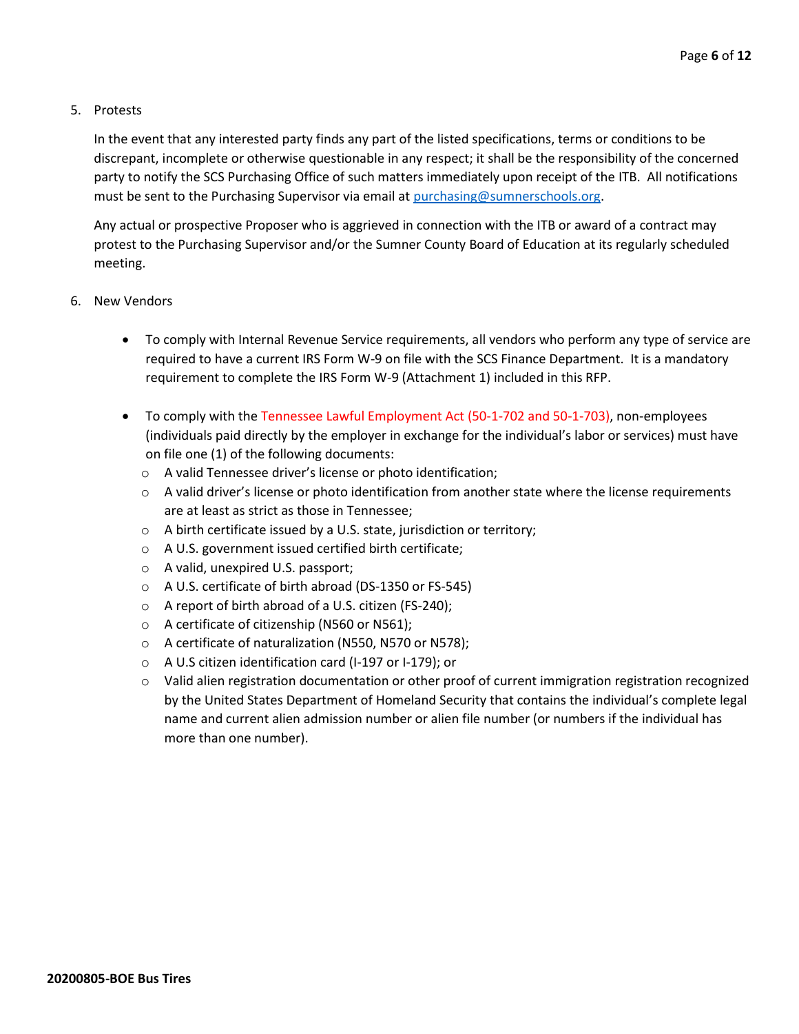5. Protests

   In the event that any interested party finds any part of the listed specifications, terms or conditions to be discrepant, incomplete or otherwise questionable in any respect; it shall be the responsibility of the concerned party to notify the SCS Purchasing Office of such matters immediately upon receipt of the ITB. All notifications must be sent to the Purchasing Supervisor via email at purchasing@sumnerschools.org.

   Any actual or prospective Proposer who is aggrieved in connection with the ITB or award of a contract may protest to the Purchasing Supervisor and/or the Sumner County Board of Education at its regularly scheduled meeting.

6. New Vendors

   - To comply with Internal Revenue Service requirements, all vendors who perform any type of service are required to have a current IRS Form W-9 on file with the SCS Finance Department. It is a mandatory requirement to complete the IRS Form W-9 (Attachment 1) included in this RFP.

   - To comply with the Tennessee Lawful Employment Act (50-1-702 and 50-1-703), non-employees (individuals paid directly by the employer in exchange for the individual's labor or services) must have on file one (1) of the following documents:
     - A valid Tennessee driver's license or photo identification;
     - A valid driver's license or photo identification from another state where the license requirements are at least as strict as those in Tennessee;
     - A birth certificate issued by a U.S. state, jurisdiction or territory;
     - A U.S. government issued certified birth certificate;
     - A valid, unexpired U.S. passport;
     - A U.S. certificate of birth abroad (DS-1350 or FS-545)
     - A report of birth abroad of a U.S. citizen (FS-240);
     - A certificate of citizenship (N560 or N561);
     - A certificate of naturalization (N550, N570 or N578);
     - A U.S citizen identification card (I-197 or I-179); or
     - Valid alien registration documentation or other proof of current immigration registration recognized by the United States Department of Homeland Security that contains the individual's complete legal name and current alien admission number or alien file number (or numbers if the individual has more than one number).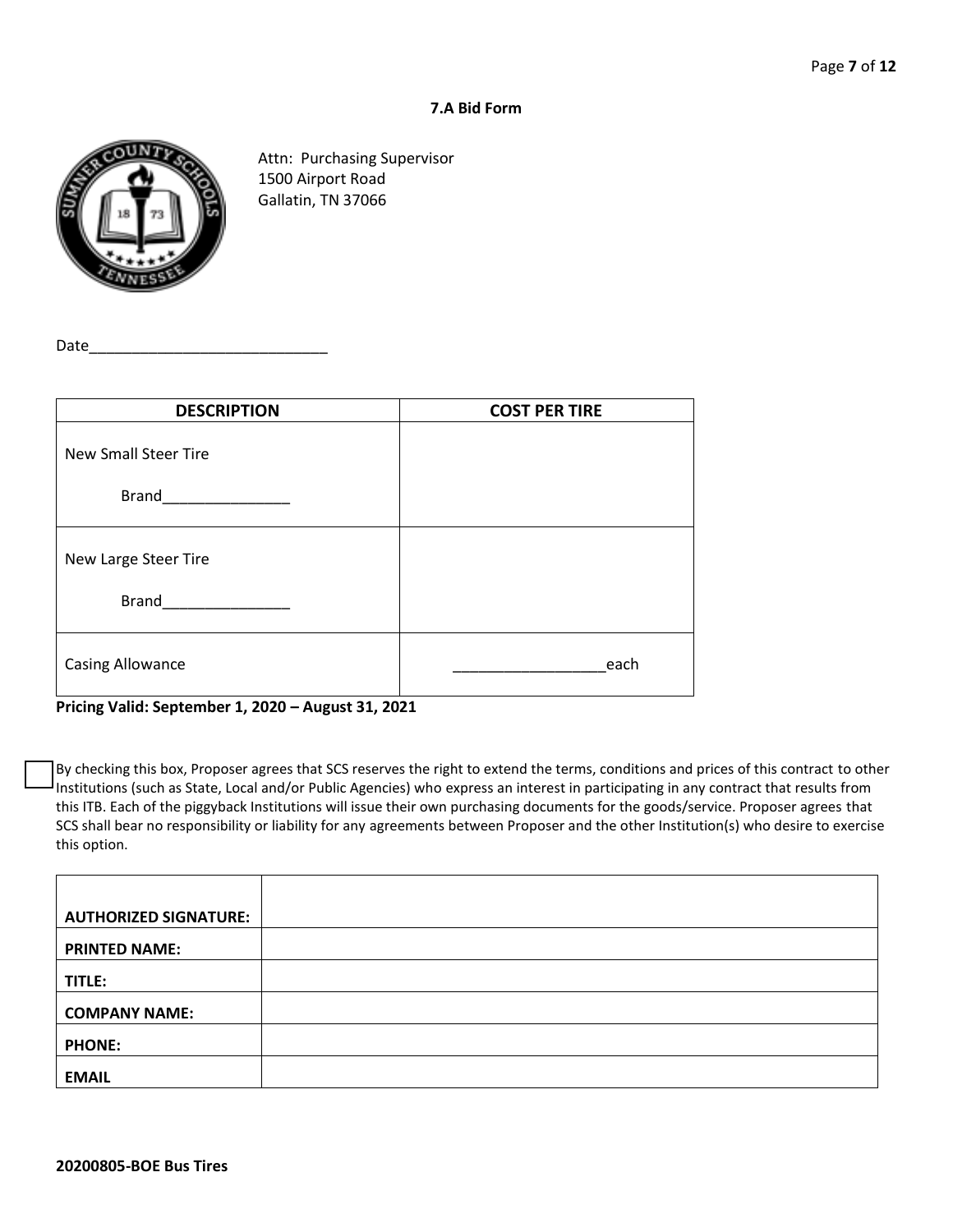### 7.A Bid Form

Attn: Purchasing Supervisor
1500 Airport Road
Gallatin, TN 37066

Date_____________________________

| DESCRIPTION | COST PER TIRE |
|---|---|
| New Small Steer Tire<br><br>Brand_______________ | |
| New Large Steer Tire<br><br>Brand_______________ | |
| Casing Allowance | __________________each |

**Pricing Valid: September 1, 2020 – August 31, 2021**

☐ By checking this box, Proposer agrees that SCS reserves the right to extend the terms, conditions and prices of this contract to other Institutions (such as State, Local and/or Public Agencies) who express an interest in participating in any contract that results from this ITB. Each of the piggyback Institutions will issue their own purchasing documents for the goods/service. Proposer agrees that SCS shall bear no responsibility or liability for any agreements between Proposer and the other Institution(s) who desire to exercise this option.

| | |
|---|---|
| **AUTHORIZED SIGNATURE:** | |
| **PRINTED NAME:** | |
| **TITLE:** | |
| **COMPANY NAME:** | |
| **PHONE:** | |
| **EMAIL** | |

**20200805-BOE Bus Tires**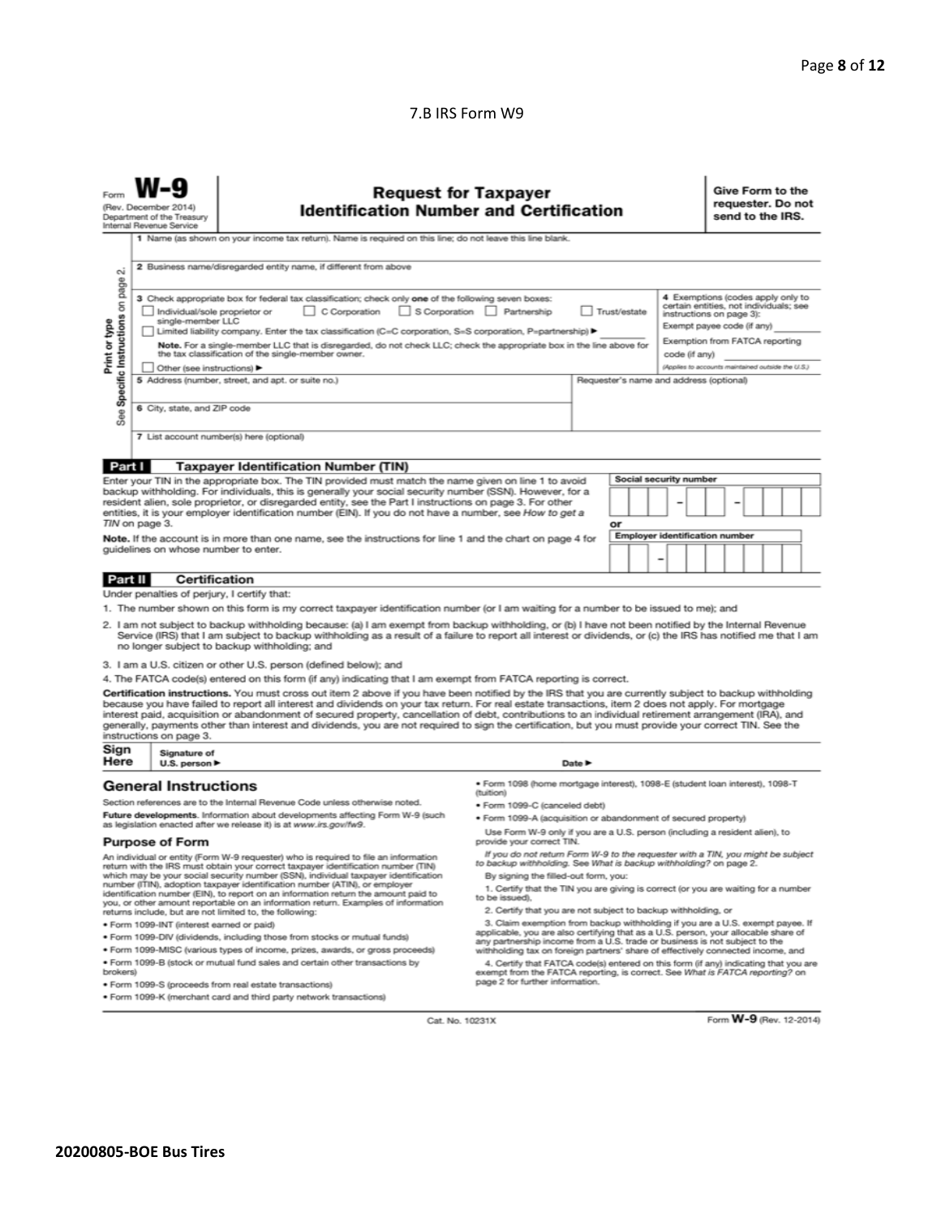7.B IRS Form W9

Form **W-9**
(Rev. December 2014)
Department of the Treasury
Internal Revenue Service

# Request for Taxpayer Identification Number and Certification

**Give Form to the requester. Do not send to the IRS.**

Print or type
See Specific Instructions on page 2.

1 Name (as shown on your income tax return). Name is required on this line; do not leave this line blank.

2 Business name/disregarded entity name, if different from above

3 Check appropriate box for federal tax classification; check only **one** of the following seven boxes:
☐ Individual/sole proprietor or single-member LLC ☐ C Corporation ☐ S Corporation ☐ Partnership ☐ Trust/estate
☐ Limited liability company. Enter the tax classification (C=C corporation, S=S corporation, P=partnership) ▶
**Note.** For a single-member LLC that is disregarded, do not check LLC; check the appropriate box in the line above for the tax classification of the single-member owner.
☐ Other (see instructions) ▶

4 Exemptions (codes apply only to certain entities, not individuals; see instructions on page 3):
Exempt payee code (if any)
Exemption from FATCA reporting code (if any)
*(Applies to accounts maintained outside the U.S.)*

5 Address (number, street, and apt. or suite no.)

Requester's name and address (optional)

6 City, state, and ZIP code

7 List account number(s) here (optional)

## Part I Taxpayer Identification Number (TIN)

Enter your TIN in the appropriate box. The TIN provided must match the name given on line 1 to avoid backup withholding. For individuals, this is generally your social security number (SSN). However, for a resident alien, sole proprietor, or disregarded entity, see the Part I instructions on page 3. For other entities, it is your employer identification number (EIN). If you do not have a number, see *How to get a TIN* on page 3.

**Note.** If the account is in more than one name, see the instructions for line 1 and the chart on page 4 for guidelines on whose number to enter.

Social security number
[ ][ ][ ] – [ ][ ] – [ ][ ][ ][ ]

or

Employer identification number
[ ][ ] – [ ][ ][ ][ ][ ][ ][ ]

## Part II Certification

Under penalties of perjury, I certify that:

1. The number shown on this form is my correct taxpayer identification number (or I am waiting for a number to be issued to me); and
2. I am not subject to backup withholding because: (a) I am exempt from backup withholding, or (b) I have not been notified by the Internal Revenue Service (IRS) that I am subject to backup withholding as a result of a failure to report all interest or dividends, or (c) the IRS has notified me that I am no longer subject to backup withholding; and
3. I am a U.S. citizen or other U.S. person (defined below); and
4. The FATCA code(s) entered on this form (if any) indicating that I am exempt from FATCA reporting is correct.

**Certification instructions.** You must cross out item 2 above if you have been notified by the IRS that you are currently subject to backup withholding because you have failed to report all interest and dividends on your tax return. For real estate transactions, item 2 does not apply. For mortgage interest paid, acquisition or abandonment of secured property, cancellation of debt, contributions to an individual retirement arrangement (IRA), and generally, payments other than interest and dividends, you are not required to sign the certification, but you must provide your correct TIN. See the instructions on page 3.

**Sign Here** Signature of U.S. person ▶ Date ▶

## General Instructions

Section references are to the Internal Revenue Code unless otherwise noted.

**Future developments.** Information about developments affecting Form W-9 (such as legislation enacted after we release it) is at *www.irs.gov/fw9*.

### Purpose of Form

An individual or entity (Form W-9 requester) who is required to file an information return with the IRS must obtain your correct taxpayer identification number (TIN) which may be your social security number (SSN), individual taxpayer identification number (ITIN), adoption taxpayer identification number (ATIN), or employer identification number (EIN), to report on an information return the amount paid to you, or other amount reportable on an information return. Examples of information returns include, but are not limited to, the following:

- Form 1099-INT (interest earned or paid)
- Form 1099-DIV (dividends, including those from stocks or mutual funds)
- Form 1099-MISC (various types of income, prizes, awards, or gross proceeds)
- Form 1099-B (stock or mutual fund sales and certain other transactions by brokers)
- Form 1099-S (proceeds from real estate transactions)
- Form 1099-K (merchant card and third party network transactions)
- Form 1098 (home mortgage interest), 1098-E (student loan interest), 1098-T (tuition)
- Form 1099-C (canceled debt)
- Form 1099-A (acquisition or abandonment of secured property)

Use Form W-9 only if you are a U.S. person (including a resident alien), to provide your correct TIN.

*If you do not return Form W-9 to the requester with a TIN, you might be subject to backup withholding. See What is backup withholding? on page 2.*

By signing the filled-out form, you:

1. Certify that the TIN you are giving is correct (or you are waiting for a number to be issued),
2. Certify that you are not subject to backup withholding, or
3. Claim exemption from backup withholding if you are a U.S. exempt payee. If applicable, you are also certifying that as a U.S. person, your allocable share of any partnership income from a U.S. trade or business is not subject to the withholding tax on foreign partners' share of effectively connected income, and
4. Certify that FATCA code(s) entered on this form (if any) indicating that you are exempt from the FATCA reporting, is correct. See *What is FATCA reporting?* on page 2 for further information.

Cat. No. 10231X

Form **W-9** (Rev. 12-2014)

**20200805-BOE Bus Tires**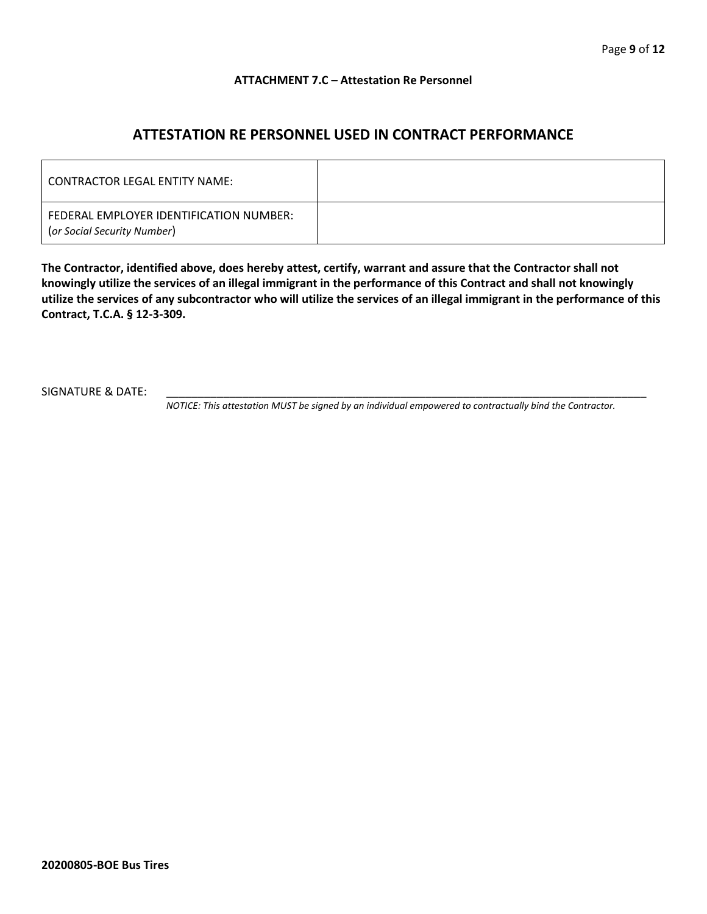**ATTACHMENT 7.C – Attestation Re Personnel**

## ATTESTATION RE PERSONNEL USED IN CONTRACT PERFORMANCE

| | |
|---|---|
| CONTRACTOR LEGAL ENTITY NAME: | |
| FEDERAL EMPLOYER IDENTIFICATION NUMBER: (*or Social Security Number*) | |

**The Contractor, identified above, does hereby attest, certify, warrant and assure that the Contractor shall not knowingly utilize the services of an illegal immigrant in the performance of this Contract and shall not knowingly utilize the services of any subcontractor who will utilize the services of an illegal immigrant in the performance of this Contract, T.C.A. § 12-3-309.**

SIGNATURE & DATE: ______________________________________________________________________________

*NOTICE: This attestation MUST be signed by an individual empowered to contractually bind the Contractor.*

**20200805-BOE Bus Tires**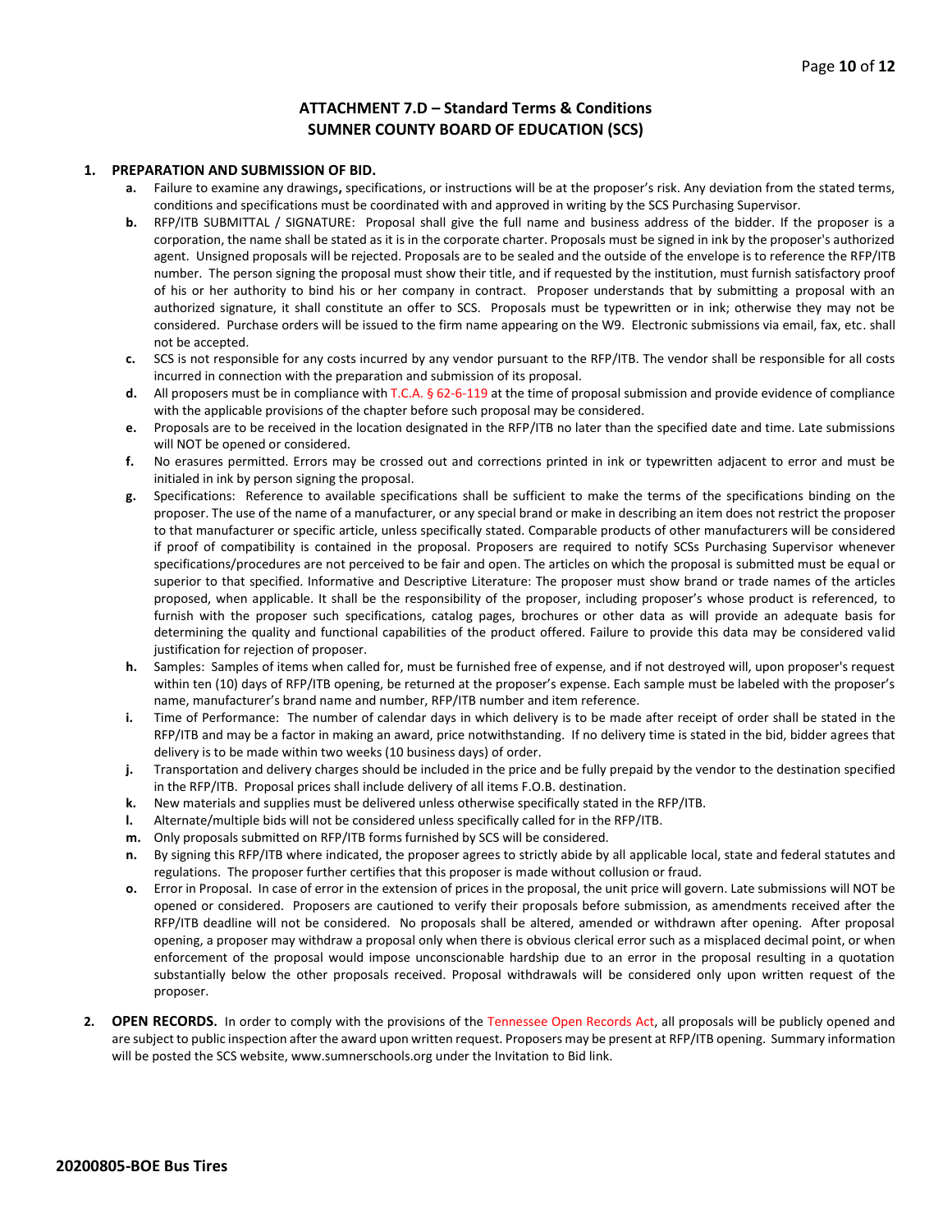# ATTACHMENT 7.D – Standard Terms & Conditions
# SUMNER COUNTY BOARD OF EDUCATION (SCS)

1. **PREPARATION AND SUBMISSION OF BID.**
   - **a.** Failure to examine any drawings**,** specifications, or instructions will be at the proposer's risk. Any deviation from the stated terms, conditions and specifications must be coordinated with and approved in writing by the SCS Purchasing Supervisor.
   - **b.** RFP/ITB SUBMITTAL / SIGNATURE: Proposal shall give the full name and business address of the bidder. If the proposer is a corporation, the name shall be stated as it is in the corporate charter. Proposals must be signed in ink by the proposer's authorized agent. Unsigned proposals will be rejected. Proposals are to be sealed and the outside of the envelope is to reference the RFP/ITB number. The person signing the proposal must show their title, and if requested by the institution, must furnish satisfactory proof of his or her authority to bind his or her company in contract. Proposer understands that by submitting a proposal with an authorized signature, it shall constitute an offer to SCS. Proposals must be typewritten or in ink; otherwise they may not be considered. Purchase orders will be issued to the firm name appearing on the W9. Electronic submissions via email, fax, etc. shall not be accepted.
   - **c.** SCS is not responsible for any costs incurred by any vendor pursuant to the RFP/ITB. The vendor shall be responsible for all costs incurred in connection with the preparation and submission of its proposal.
   - **d.** All proposers must be in compliance with T.C.A. § 62-6-119 at the time of proposal submission and provide evidence of compliance with the applicable provisions of the chapter before such proposal may be considered.
   - **e.** Proposals are to be received in the location designated in the RFP/ITB no later than the specified date and time. Late submissions will NOT be opened or considered.
   - **f.** No erasures permitted. Errors may be crossed out and corrections printed in ink or typewritten adjacent to error and must be initialed in ink by person signing the proposal.
   - **g.** Specifications: Reference to available specifications shall be sufficient to make the terms of the specifications binding on the proposer. The use of the name of a manufacturer, or any special brand or make in describing an item does not restrict the proposer to that manufacturer or specific article, unless specifically stated. Comparable products of other manufacturers will be considered if proof of compatibility is contained in the proposal. Proposers are required to notify SCSs Purchasing Supervisor whenever specifications/procedures are not perceived to be fair and open. The articles on which the proposal is submitted must be equal or superior to that specified. Informative and Descriptive Literature: The proposer must show brand or trade names of the articles proposed, when applicable. It shall be the responsibility of the proposer, including proposer's whose product is referenced, to furnish with the proposer such specifications, catalog pages, brochures or other data as will provide an adequate basis for determining the quality and functional capabilities of the product offered. Failure to provide this data may be considered valid justification for rejection of proposer.
   - **h.** Samples: Samples of items when called for, must be furnished free of expense, and if not destroyed will, upon proposer's request within ten (10) days of RFP/ITB opening, be returned at the proposer's expense. Each sample must be labeled with the proposer's name, manufacturer's brand name and number, RFP/ITB number and item reference.
   - **i.** Time of Performance: The number of calendar days in which delivery is to be made after receipt of order shall be stated in the RFP/ITB and may be a factor in making an award, price notwithstanding. If no delivery time is stated in the bid, bidder agrees that delivery is to be made within two weeks (10 business days) of order.
   - **j.** Transportation and delivery charges should be included in the price and be fully prepaid by the vendor to the destination specified in the RFP/ITB. Proposal prices shall include delivery of all items F.O.B. destination.
   - **k.** New materials and supplies must be delivered unless otherwise specifically stated in the RFP/ITB.
   - **l.** Alternate/multiple bids will not be considered unless specifically called for in the RFP/ITB.
   - **m.** Only proposals submitted on RFP/ITB forms furnished by SCS will be considered.
   - **n.** By signing this RFP/ITB where indicated, the proposer agrees to strictly abide by all applicable local, state and federal statutes and regulations. The proposer further certifies that this proposer is made without collusion or fraud.
   - **o.** Error in Proposal. In case of error in the extension of prices in the proposal, the unit price will govern. Late submissions will NOT be opened or considered. Proposers are cautioned to verify their proposals before submission, as amendments received after the RFP/ITB deadline will not be considered. No proposals shall be altered, amended or withdrawn after opening. After proposal opening, a proposer may withdraw a proposal only when there is obvious clerical error such as a misplaced decimal point, or when enforcement of the proposal would impose unconscionable hardship due to an error in the proposal resulting in a quotation substantially below the other proposals received. Proposal withdrawals will be considered only upon written request of the proposer.

2. **OPEN RECORDS.** In order to comply with the provisions of the Tennessee Open Records Act, all proposals will be publicly opened and are subject to public inspection after the award upon written request. Proposers may be present at RFP/ITB opening. Summary information will be posted the SCS website, www.sumnerschools.org under the Invitation to Bid link.

**20200805-BOE Bus Tires**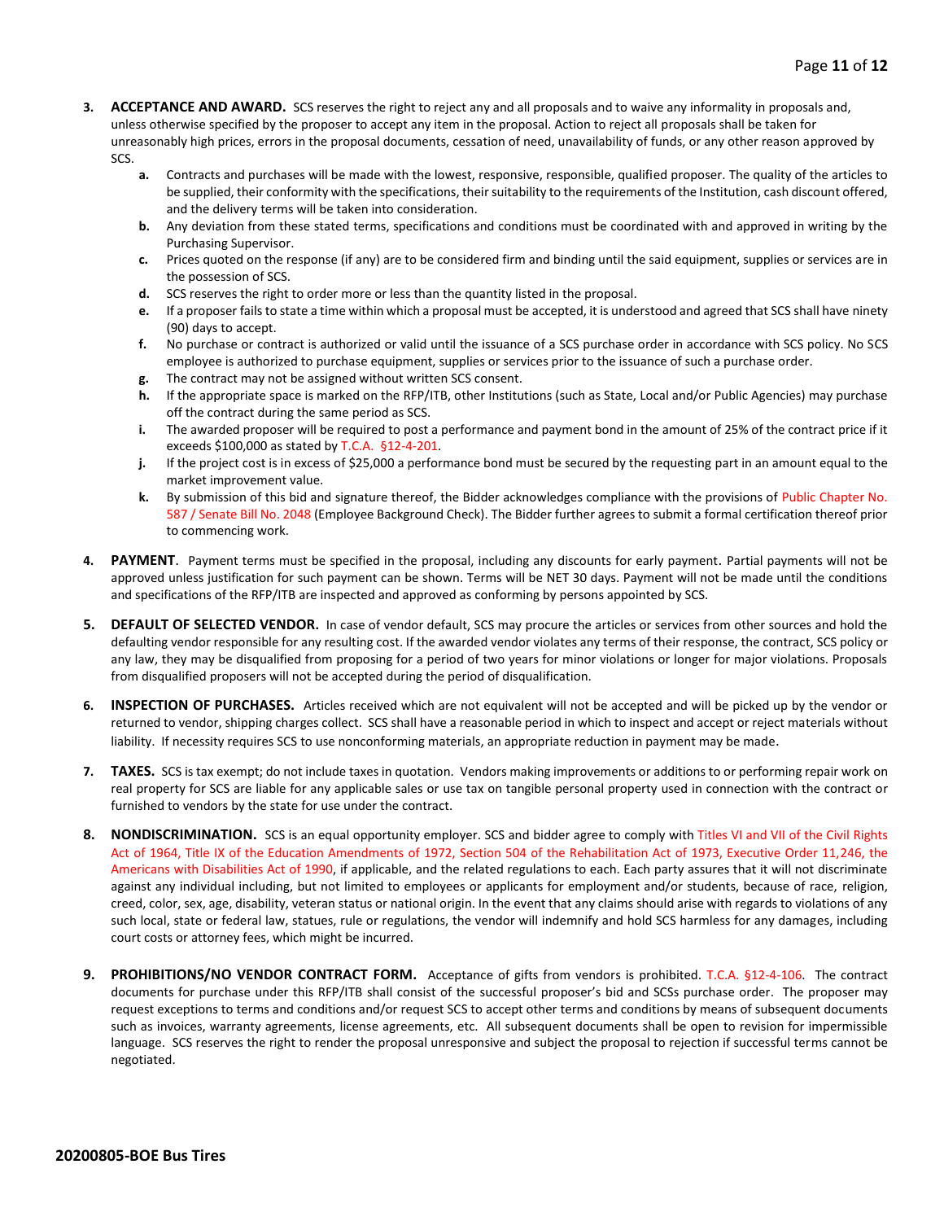3. **ACCEPTANCE AND AWARD.** SCS reserves the right to reject any and all proposals and to waive any informality in proposals and, unless otherwise specified by the proposer to accept any item in the proposal. Action to reject all proposals shall be taken for unreasonably high prices, errors in the proposal documents, cessation of need, unavailability of funds, or any other reason approved by SCS.
   - **a.** Contracts and purchases will be made with the lowest, responsive, responsible, qualified proposer. The quality of the articles to be supplied, their conformity with the specifications, their suitability to the requirements of the Institution, cash discount offered, and the delivery terms will be taken into consideration.
   - **b.** Any deviation from these stated terms, specifications and conditions must be coordinated with and approved in writing by the Purchasing Supervisor.
   - **c.** Prices quoted on the response (if any) are to be considered firm and binding until the said equipment, supplies or services are in the possession of SCS.
   - **d.** SCS reserves the right to order more or less than the quantity listed in the proposal.
   - **e.** If a proposer fails to state a time within which a proposal must be accepted, it is understood and agreed that SCS shall have ninety (90) days to accept.
   - **f.** No purchase or contract is authorized or valid until the issuance of a SCS purchase order in accordance with SCS policy. No SCS employee is authorized to purchase equipment, supplies or services prior to the issuance of such a purchase order.
   - **g.** The contract may not be assigned without written SCS consent.
   - **h.** If the appropriate space is marked on the RFP/ITB, other Institutions (such as State, Local and/or Public Agencies) may purchase off the contract during the same period as SCS.
   - **i.** The awarded proposer will be required to post a performance and payment bond in the amount of 25% of the contract price if it exceeds $100,000 as stated by T.C.A. §12-4-201.
   - **j.** If the project cost is in excess of $25,000 a performance bond must be secured by the requesting part in an amount equal to the market improvement value.
   - **k.** By submission of this bid and signature thereof, the Bidder acknowledges compliance with the provisions of Public Chapter No. 587 / Senate Bill No. 2048 (Employee Background Check). The Bidder further agrees to submit a formal certification thereof prior to commencing work.

4. **PAYMENT**. Payment terms must be specified in the proposal, including any discounts for early payment. Partial payments will not be approved unless justification for such payment can be shown. Terms will be NET 30 days. Payment will not be made until the conditions and specifications of the RFP/ITB are inspected and approved as conforming by persons appointed by SCS.

5. **DEFAULT OF SELECTED VENDOR.** In case of vendor default, SCS may procure the articles or services from other sources and hold the defaulting vendor responsible for any resulting cost. If the awarded vendor violates any terms of their response, the contract, SCS policy or any law, they may be disqualified from proposing for a period of two years for minor violations or longer for major violations. Proposals from disqualified proposers will not be accepted during the period of disqualification.

6. **INSPECTION OF PURCHASES.** Articles received which are not equivalent will not be accepted and will be picked up by the vendor or returned to vendor, shipping charges collect. SCS shall have a reasonable period in which to inspect and accept or reject materials without liability. If necessity requires SCS to use nonconforming materials, an appropriate reduction in payment may be made.

7. **TAXES.** SCS is tax exempt; do not include taxes in quotation. Vendors making improvements or additions to or performing repair work on real property for SCS are liable for any applicable sales or use tax on tangible personal property used in connection with the contract or furnished to vendors by the state for use under the contract.

8. **NONDISCRIMINATION.** SCS is an equal opportunity employer. SCS and bidder agree to comply with Titles VI and VII of the Civil Rights Act of 1964, Title IX of the Education Amendments of 1972, Section 504 of the Rehabilitation Act of 1973, Executive Order 11,246, the Americans with Disabilities Act of 1990, if applicable, and the related regulations to each. Each party assures that it will not discriminate against any individual including, but not limited to employees or applicants for employment and/or students, because of race, religion, creed, color, sex, age, disability, veteran status or national origin. In the event that any claims should arise with regards to violations of any such local, state or federal law, statues, rule or regulations, the vendor will indemnify and hold SCS harmless for any damages, including court costs or attorney fees, which might be incurred.

9. **PROHIBITIONS/NO VENDOR CONTRACT FORM.** Acceptance of gifts from vendors is prohibited. T.C.A. §12-4-106. The contract documents for purchase under this RFP/ITB shall consist of the successful proposer's bid and SCSs purchase order. The proposer may request exceptions to terms and conditions and/or request SCS to accept other terms and conditions by means of subsequent documents such as invoices, warranty agreements, license agreements, etc. All subsequent documents shall be open to revision for impermissible language. SCS reserves the right to render the proposal unresponsive and subject the proposal to rejection if successful terms cannot be negotiated.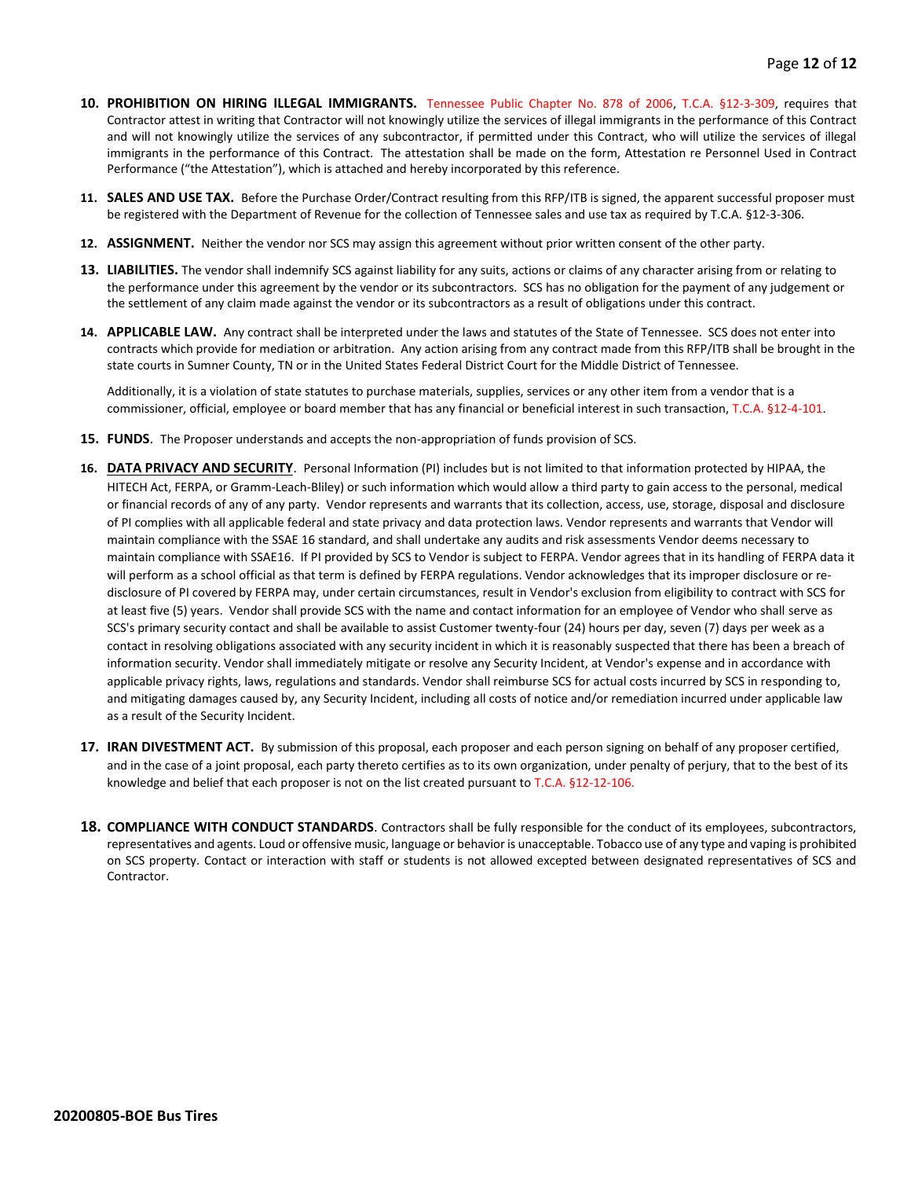10. **PROHIBITION ON HIRING ILLEGAL IMMIGRANTS.** Tennessee Public Chapter No. 878 of 2006, T.C.A. §12-3-309, requires that Contractor attest in writing that Contractor will not knowingly utilize the services of illegal immigrants in the performance of this Contract and will not knowingly utilize the services of any subcontractor, if permitted under this Contract, who will utilize the services of illegal immigrants in the performance of this Contract. The attestation shall be made on the form, Attestation re Personnel Used in Contract Performance ("the Attestation"), which is attached and hereby incorporated by this reference.

11. **SALES AND USE TAX.** Before the Purchase Order/Contract resulting from this RFP/ITB is signed, the apparent successful proposer must be registered with the Department of Revenue for the collection of Tennessee sales and use tax as required by T.C.A. §12-3-306.

12. **ASSIGNMENT.** Neither the vendor nor SCS may assign this agreement without prior written consent of the other party.

13. **LIABILITIES.** The vendor shall indemnify SCS against liability for any suits, actions or claims of any character arising from or relating to the performance under this agreement by the vendor or its subcontractors. SCS has no obligation for the payment of any judgement or the settlement of any claim made against the vendor or its subcontractors as a result of obligations under this contract.

14. **APPLICABLE LAW.** Any contract shall be interpreted under the laws and statutes of the State of Tennessee. SCS does not enter into contracts which provide for mediation or arbitration. Any action arising from any contract made from this RFP/ITB shall be brought in the state courts in Sumner County, TN or in the United States Federal District Court for the Middle District of Tennessee.

    Additionally, it is a violation of state statutes to purchase materials, supplies, services or any other item from a vendor that is a commissioner, official, employee or board member that has any financial or beneficial interest in such transaction, T.C.A. §12-4-101.

15. **FUNDS**. The Proposer understands and accepts the non-appropriation of funds provision of SCS.

16. **DATA PRIVACY AND SECURITY**. Personal Information (PI) includes but is not limited to that information protected by HIPAA, the HITECH Act, FERPA, or Gramm-Leach-Bliley) or such information which would allow a third party to gain access to the personal, medical or financial records of any of any party. Vendor represents and warrants that its collection, access, use, storage, disposal and disclosure of PI complies with all applicable federal and state privacy and data protection laws. Vendor represents and warrants that Vendor will maintain compliance with the SSAE 16 standard, and shall undertake any audits and risk assessments Vendor deems necessary to maintain compliance with SSAE16. If PI provided by SCS to Vendor is subject to FERPA. Vendor agrees that in its handling of FERPA data it will perform as a school official as that term is defined by FERPA regulations. Vendor acknowledges that its improper disclosure or re-disclosure of PI covered by FERPA may, under certain circumstances, result in Vendor's exclusion from eligibility to contract with SCS for at least five (5) years. Vendor shall provide SCS with the name and contact information for an employee of Vendor who shall serve as SCS's primary security contact and shall be available to assist Customer twenty-four (24) hours per day, seven (7) days per week as a contact in resolving obligations associated with any security incident in which it is reasonably suspected that there has been a breach of information security. Vendor shall immediately mitigate or resolve any Security Incident, at Vendor's expense and in accordance with applicable privacy rights, laws, regulations and standards. Vendor shall reimburse SCS for actual costs incurred by SCS in responding to, and mitigating damages caused by, any Security Incident, including all costs of notice and/or remediation incurred under applicable law as a result of the Security Incident.

17. **IRAN DIVESTMENT ACT.** By submission of this proposal, each proposer and each person signing on behalf of any proposer certified, and in the case of a joint proposal, each party thereto certifies as to its own organization, under penalty of perjury, that to the best of its knowledge and belief that each proposer is not on the list created pursuant to T.C.A. §12-12-106.

18. **COMPLIANCE WITH CONDUCT STANDARDS**. Contractors shall be fully responsible for the conduct of its employees, subcontractors, representatives and agents. Loud or offensive music, language or behavior is unacceptable. Tobacco use of any type and vaping is prohibited on SCS property. Contact or interaction with staff or students is not allowed excepted between designated representatives of SCS and Contractor.